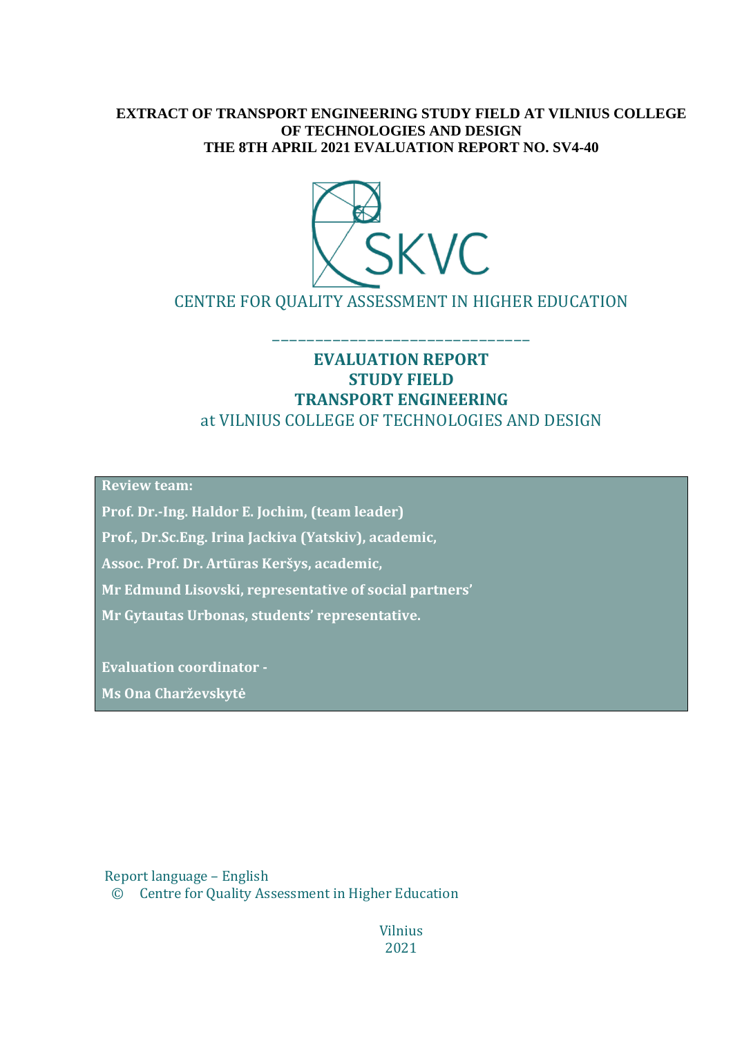**EXTRACT OF TRANSPORT ENGINEERING STUDY FIELD AT VILNIUS COLLEGE OF TECHNOLOGIES AND DESIGN**
**THE 8TH APRIL 2021 EVALUATION REPORT NO. SV4-40**

SKVC

CENTRE FOR QUALITY ASSESSMENT IN HIGHER EDUCATION

# EVALUATION REPORT
# STUDY FIELD
# TRANSPORT ENGINEERING

at VILNIUS COLLEGE OF TECHNOLOGIES AND DESIGN

**Review team:**

**Prof. Dr.-Ing. Haldor E. Jochim, (team leader)**

**Prof., Dr.Sc.Eng. Irina Jackiva (Yatskiv), academic,**

**Assoc. Prof. Dr. Artūras Keršys, academic,**

**Mr Edmund Lisovski, representative of social partners'**

**Mr Gytautas Urbonas, students' representative.**

**Evaluation coordinator -**

**Ms Ona Charževskytė**

Report language – English

© Centre for Quality Assessment in Higher Education

Vilnius
2021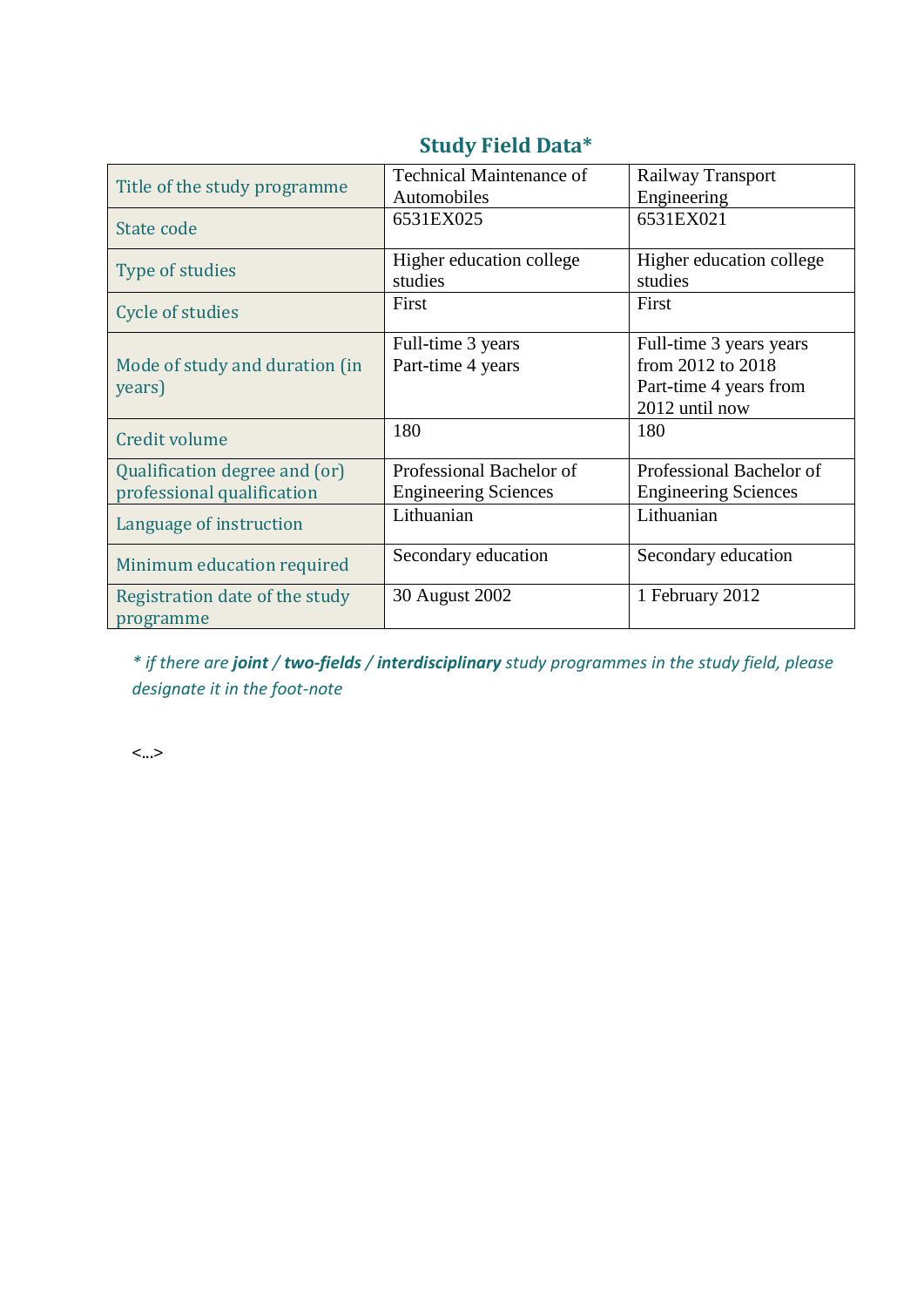## Study Field Data*

| Title of the study programme | Technical Maintenance of Automobiles | Railway Transport Engineering |
|---|---|---|
| State code | 6531EX025 | 6531EX021 |
| Type of studies | Higher education college studies | Higher education college studies |
| Cycle of studies | First | First |
| Mode of study and duration (in years) | Full-time 3 years<br>Part-time 4 years | Full-time 3 years years from 2012 to 2018<br>Part-time 4 years from 2012 until now |
| Credit volume | 180 | 180 |
| Qualification degree and (or) professional qualification | Professional Bachelor of Engineering Sciences | Professional Bachelor of Engineering Sciences |
| Language of instruction | Lithuanian | Lithuanian |
| Minimum education required | Secondary education | Secondary education |
| Registration date of the study programme | 30 August 2002 | 1 February 2012 |

*\* if there are **joint** / **two-fields** / **interdisciplinary** study programmes in the study field, please designate it in the foot-note*

<...>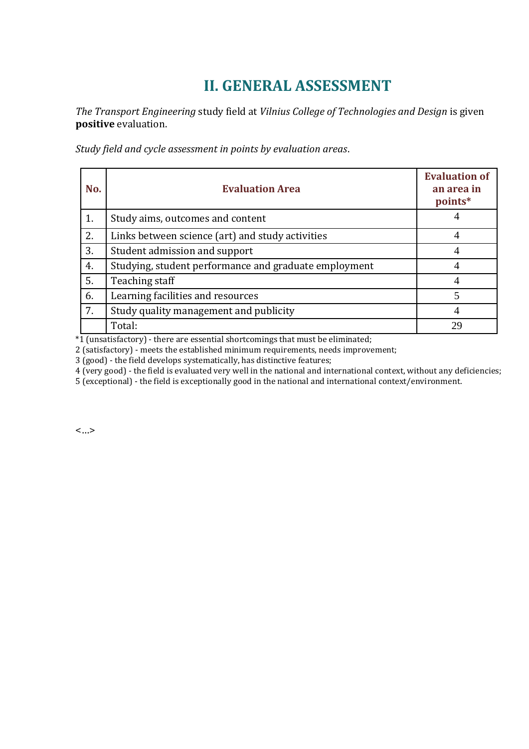## II. GENERAL ASSESSMENT

*The Transport Engineering* study field at *Vilnius College of Technologies and Design* is given **positive** evaluation.

*Study field and cycle assessment in points by evaluation areas*.

| No. | Evaluation Area | Evaluation of an area in points* |
|---|---|---|
| 1. | Study aims, outcomes and content | 4 |
| 2. | Links between science (art) and study activities | 4 |
| 3. | Student admission and support | 4 |
| 4. | Studying, student performance and graduate employment | 4 |
| 5. | Teaching staff | 4 |
| 6. | Learning facilities and resources | 5 |
| 7. | Study quality management and publicity | 4 |
| | Total: | 29 |

*1 (unsatisfactory) - there are essential shortcomings that must be eliminated;
2 (satisfactory) - meets the established minimum requirements, needs improvement;
3 (good) - the field develops systematically, has distinctive features;
4 (very good) - the field is evaluated very well in the national and international context, without any deficiencies;
5 (exceptional) - the field is exceptionally good in the national and international context/environment.

<...>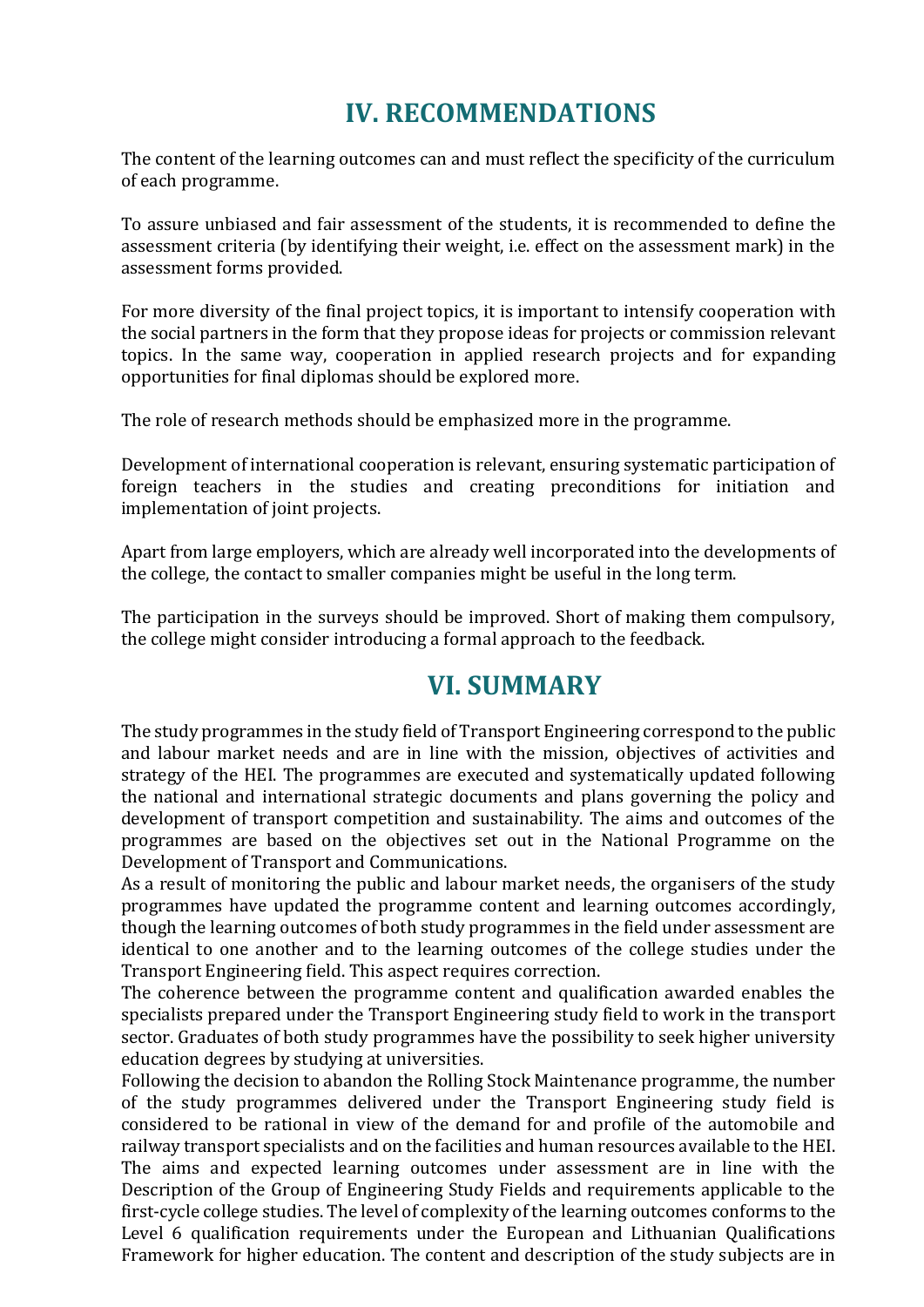# IV. RECOMMENDATIONS

The content of the learning outcomes can and must reflect the specificity of the curriculum of each programme.

To assure unbiased and fair assessment of the students, it is recommended to define the assessment criteria (by identifying their weight, i.e. effect on the assessment mark) in the assessment forms provided.

For more diversity of the final project topics, it is important to intensify cooperation with the social partners in the form that they propose ideas for projects or commission relevant topics. In the same way, cooperation in applied research projects and for expanding opportunities for final diplomas should be explored more.

The role of research methods should be emphasized more in the programme.

Development of international cooperation is relevant, ensuring systematic participation of foreign teachers in the studies and creating preconditions for initiation and implementation of joint projects.

Apart from large employers, which are already well incorporated into the developments of the college, the contact to smaller companies might be useful in the long term.

The participation in the surveys should be improved. Short of making them compulsory, the college might consider introducing a formal approach to the feedback.

# VI. SUMMARY

The study programmes in the study field of Transport Engineering correspond to the public and labour market needs and are in line with the mission, objectives of activities and strategy of the HEI. The programmes are executed and systematically updated following the national and international strategic documents and plans governing the policy and development of transport competition and sustainability. The aims and outcomes of the programmes are based on the objectives set out in the National Programme on the Development of Transport and Communications.

As a result of monitoring the public and labour market needs, the organisers of the study programmes have updated the programme content and learning outcomes accordingly, though the learning outcomes of both study programmes in the field under assessment are identical to one another and to the learning outcomes of the college studies under the Transport Engineering field. This aspect requires correction.

The coherence between the programme content and qualification awarded enables the specialists prepared under the Transport Engineering study field to work in the transport sector. Graduates of both study programmes have the possibility to seek higher university education degrees by studying at universities.

Following the decision to abandon the Rolling Stock Maintenance programme, the number of the study programmes delivered under the Transport Engineering study field is considered to be rational in view of the demand for and profile of the automobile and railway transport specialists and on the facilities and human resources available to the HEI. The aims and expected learning outcomes under assessment are in line with the Description of the Group of Engineering Study Fields and requirements applicable to the first-cycle college studies. The level of complexity of the learning outcomes conforms to the Level 6 qualification requirements under the European and Lithuanian Qualifications Framework for higher education. The content and description of the study subjects are in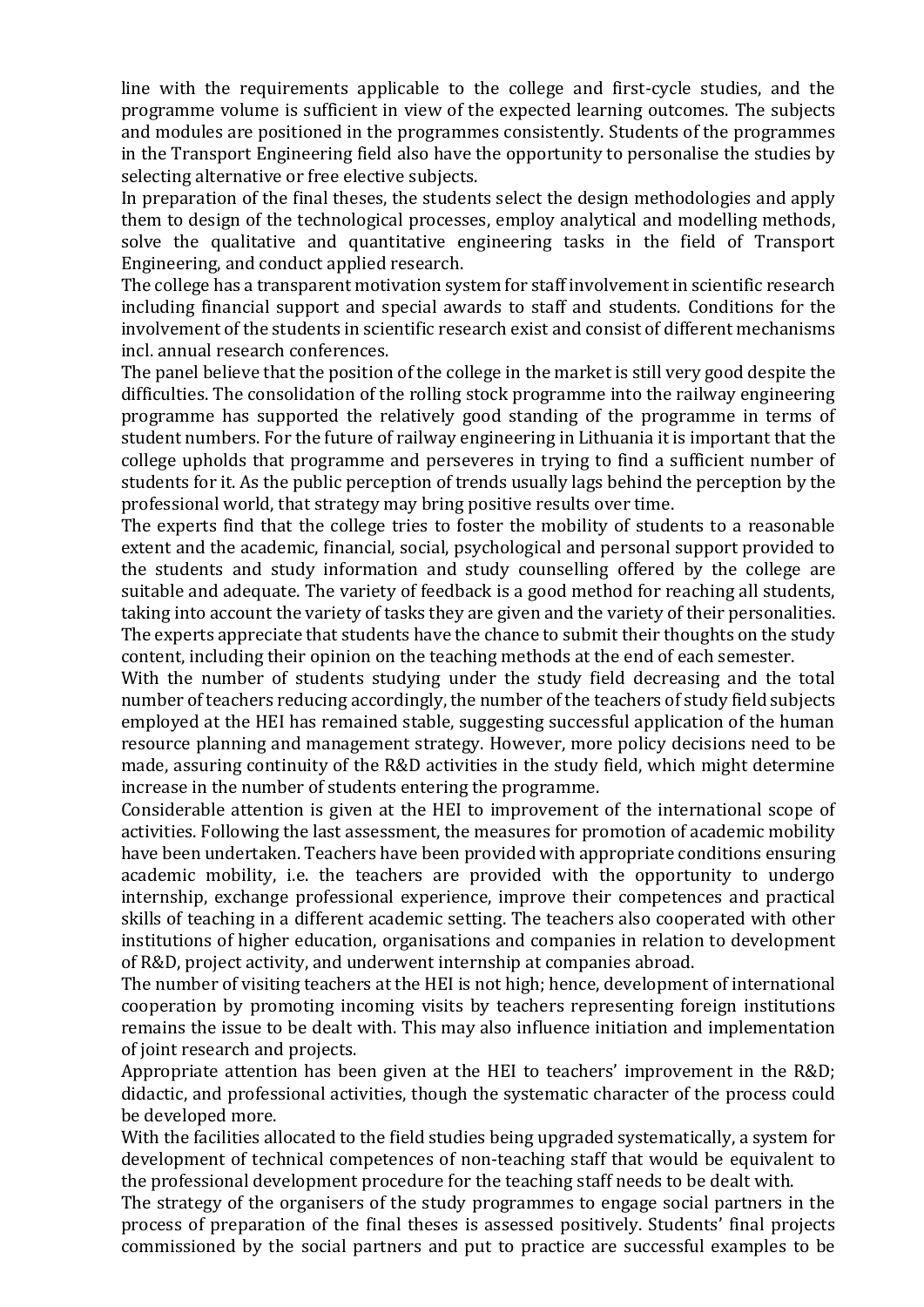line with the requirements applicable to the college and first-cycle studies, and the programme volume is sufficient in view of the expected learning outcomes. The subjects and modules are positioned in the programmes consistently. Students of the programmes in the Transport Engineering field also have the opportunity to personalise the studies by selecting alternative or free elective subjects.

In preparation of the final theses, the students select the design methodologies and apply them to design of the technological processes, employ analytical and modelling methods, solve the qualitative and quantitative engineering tasks in the field of Transport Engineering, and conduct applied research.

The college has a transparent motivation system for staff involvement in scientific research including financial support and special awards to staff and students. Conditions for the involvement of the students in scientific research exist and consist of different mechanisms incl. annual research conferences.

The panel believe that the position of the college in the market is still very good despite the difficulties. The consolidation of the rolling stock programme into the railway engineering programme has supported the relatively good standing of the programme in terms of student numbers. For the future of railway engineering in Lithuania it is important that the college upholds that programme and perseveres in trying to find a sufficient number of students for it. As the public perception of trends usually lags behind the perception by the professional world, that strategy may bring positive results over time.

The experts find that the college tries to foster the mobility of students to a reasonable extent and the academic, financial, social, psychological and personal support provided to the students and study information and study counselling offered by the college are suitable and adequate. The variety of feedback is a good method for reaching all students, taking into account the variety of tasks they are given and the variety of their personalities. The experts appreciate that students have the chance to submit their thoughts on the study content, including their opinion on the teaching methods at the end of each semester.

With the number of students studying under the study field decreasing and the total number of teachers reducing accordingly, the number of the teachers of study field subjects employed at the HEI has remained stable, suggesting successful application of the human resource planning and management strategy. However, more policy decisions need to be made, assuring continuity of the R&D activities in the study field, which might determine increase in the number of students entering the programme.

Considerable attention is given at the HEI to improvement of the international scope of activities. Following the last assessment, the measures for promotion of academic mobility have been undertaken. Teachers have been provided with appropriate conditions ensuring academic mobility, i.e. the teachers are provided with the opportunity to undergo internship, exchange professional experience, improve their competences and practical skills of teaching in a different academic setting. The teachers also cooperated with other institutions of higher education, organisations and companies in relation to development of R&D, project activity, and underwent internship at companies abroad.

The number of visiting teachers at the HEI is not high; hence, development of international cooperation by promoting incoming visits by teachers representing foreign institutions remains the issue to be dealt with. This may also influence initiation and implementation of joint research and projects.

Appropriate attention has been given at the HEI to teachers' improvement in the R&D; didactic, and professional activities, though the systematic character of the process could be developed more.

With the facilities allocated to the field studies being upgraded systematically, a system for development of technical competences of non-teaching staff that would be equivalent to the professional development procedure for the teaching staff needs to be dealt with.

The strategy of the organisers of the study programmes to engage social partners in the process of preparation of the final theses is assessed positively. Students' final projects commissioned by the social partners and put to practice are successful examples to be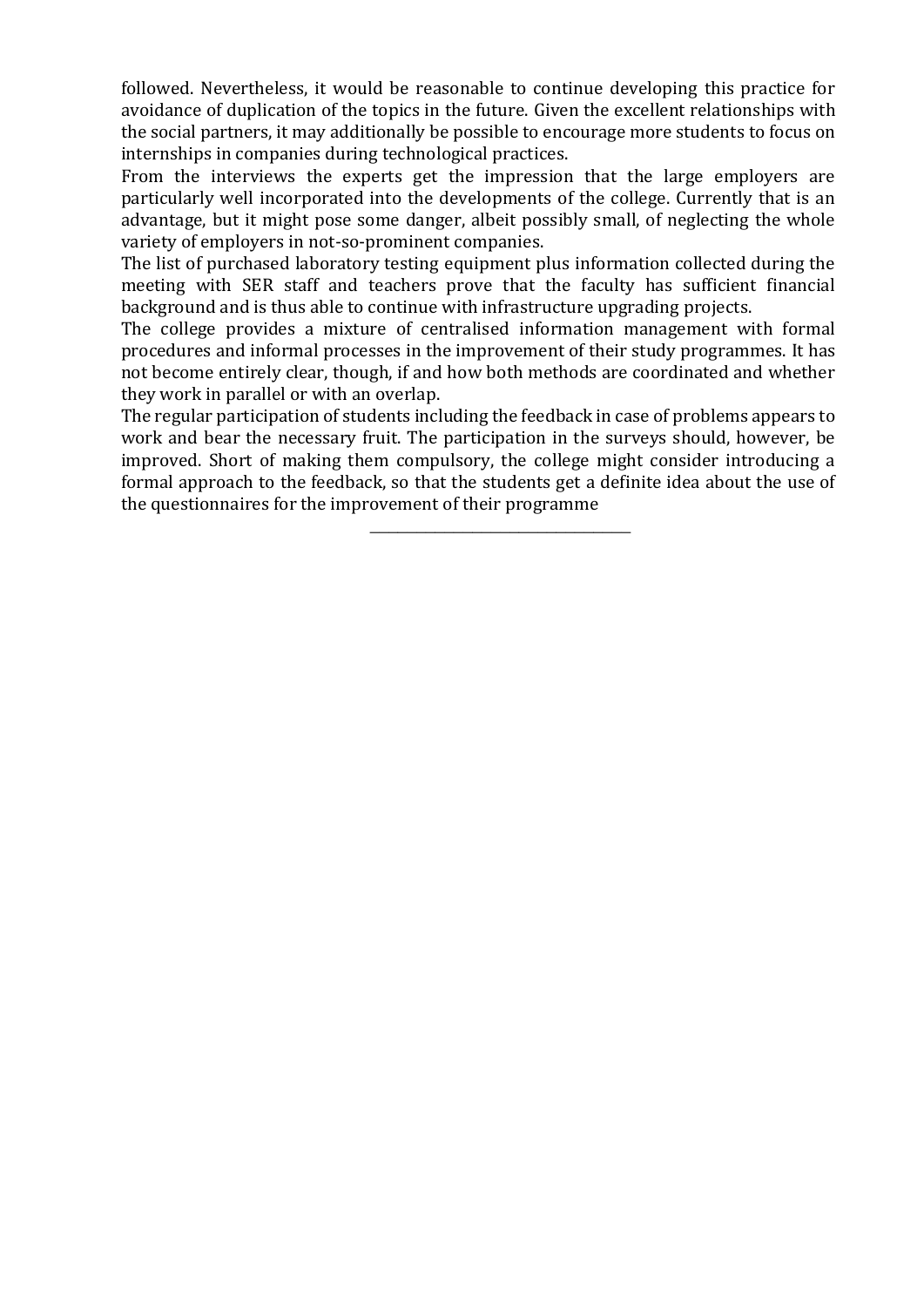followed. Nevertheless, it would be reasonable to continue developing this practice for avoidance of duplication of the topics in the future. Given the excellent relationships with the social partners, it may additionally be possible to encourage more students to focus on internships in companies during technological practices.

From the interviews the experts get the impression that the large employers are particularly well incorporated into the developments of the college. Currently that is an advantage, but it might pose some danger, albeit possibly small, of neglecting the whole variety of employers in not-so-prominent companies.

The list of purchased laboratory testing equipment plus information collected during the meeting with SER staff and teachers prove that the faculty has sufficient financial background and is thus able to continue with infrastructure upgrading projects.

The college provides a mixture of centralised information management with formal procedures and informal processes in the improvement of their study programmes. It has not become entirely clear, though, if and how both methods are coordinated and whether they work in parallel or with an overlap.

The regular participation of students including the feedback in case of problems appears to work and bear the necessary fruit. The participation in the surveys should, however, be improved. Short of making them compulsory, the college might consider introducing a formal approach to the feedback, so that the students get a definite idea about the use of the questionnaires for the improvement of their programme

---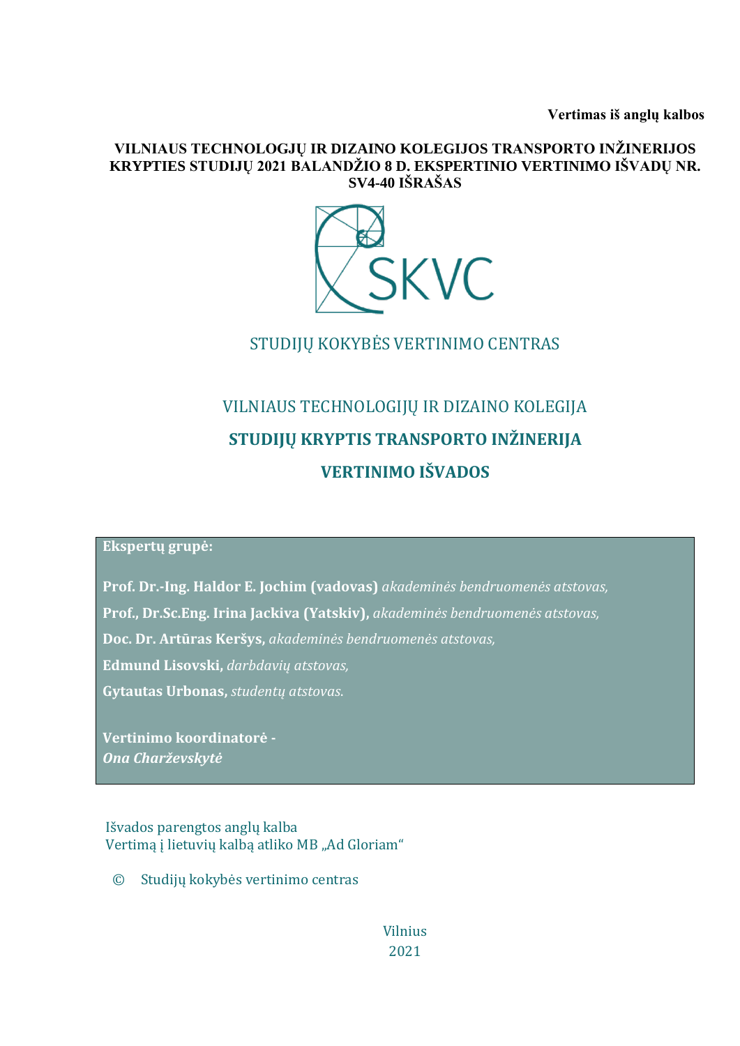**Vertimas iš anglų kalbos**

**VILNIAUS TECHNOLOGJŲ IR DIZAINO KOLEGIJOS TRANSPORTO INŽINERIJOS KRYPTIES STUDIJŲ 2021 BALANDŽIO 8 D. EKSPERTINIO VERTINIMO IŠVADŲ NR. SV4-40 IŠRAŠAS**

STUDIJŲ KOKYBĖS VERTINIMO CENTRAS

VILNIAUS TECHNOLOGIJŲ IR DIZAINO KOLEGIJA

**STUDIJŲ KRYPTIS TRANSPORTO INŽINERIJA**

**VERTINIMO IŠVADOS**

**Ekspertų grupė:**

**Prof. Dr.-Ing. Haldor E. Jochim (vadovas)** *akademinės bendruomenės atstovas,*

**Prof., Dr.Sc.Eng. Irina Jackiva (Yatskiv),** *akademinės bendruomenės atstovas,*

**Doc. Dr. Artūras Keršys,** *akademinės bendruomenės atstovas,*

**Edmund Lisovski,** *darbdavių atstovas,*

**Gytautas Urbonas,** *studentų atstovas.*

**Vertinimo koordinatorė -**
***Ona Charževskytė***

Išvados parengtos anglų kalba
Vertimą į lietuvių kalbą atliko MB „Ad Gloriam"

© Studijų kokybės vertinimo centras

Vilnius
2021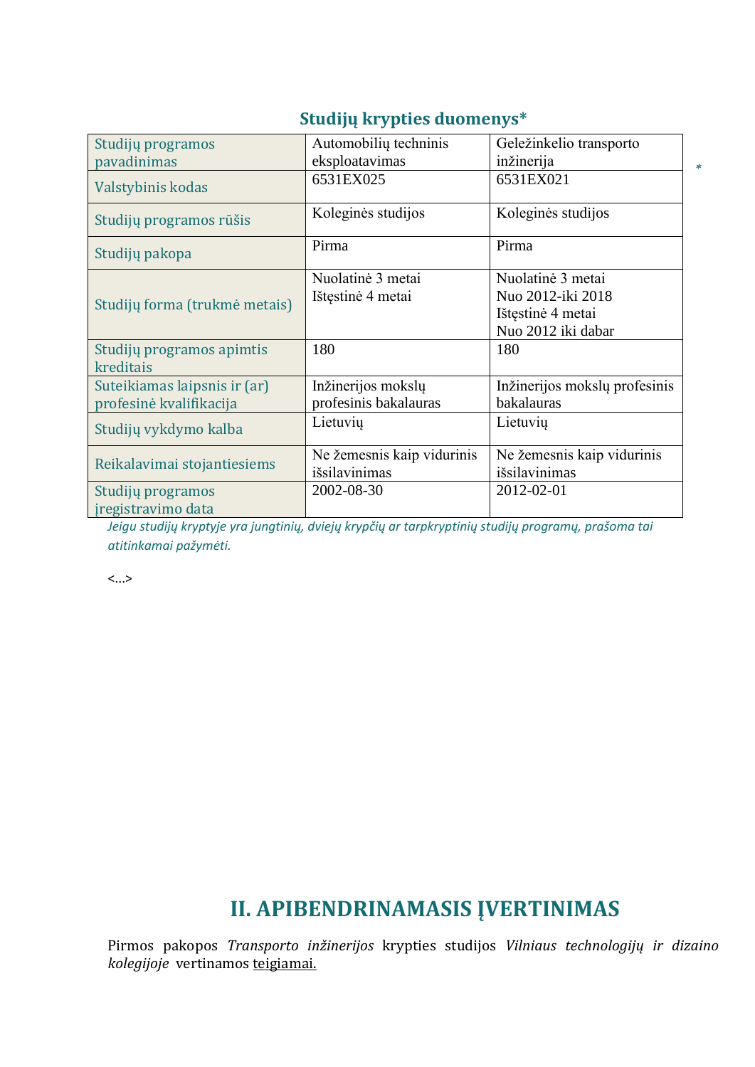## Studijų krypties duomenys*

| Studijų programos pavadinimas | Automobilių techninis eksploatavimas | Geležinkelio transporto inžinerija |
|---|---|---|
| Valstybinis kodas | 6531EX025 | 6531EX021 |
| Studijų programos rūšis | Koleginės studijos | Koleginės studijos |
| Studijų pakopa | Pirma | Pirma |
| Studijų forma (trukmė metais) | Nuolatinė 3 metai<br>Ištęstinė 4 metai | Nuolatinė 3 metai<br>Nuo 2012-iki 2018<br>Ištęstinė 4 metai<br>Nuo 2012 iki dabar |
| Studijų programos apimtis kreditais | 180 | 180 |
| Suteikiamas laipsnis ir (ar) profesinė kvalifikacija | Inžinerijos mokslų profesinis bakalauras | Inžinerijos mokslų profesinis bakalauras |
| Studijų vykdymo kalba | Lietuvių | Lietuvių |
| Reikalavimai stojantiesiems | Ne žemesnis kaip vidurinis išsilavinimas | Ne žemesnis kaip vidurinis išsilavinimas |
| Studijų programos įregistravimo data | 2002-08-30 | 2012-02-01 |

*
*Jeigu studijų kryptyje yra jungtinių, dviejų krypčių ar tarpkryptinių studijų programų, prašoma tai atitinkamai pažymėti.*

<...>

# II. APIBENDRINAMASIS ĮVERTINIMAS

Pirmos pakopos *Transporto inžinerijos* krypties studijos *Vilniaus technologijų ir dizaino kolegijoje* vertinamos <u>teigiamai.</u>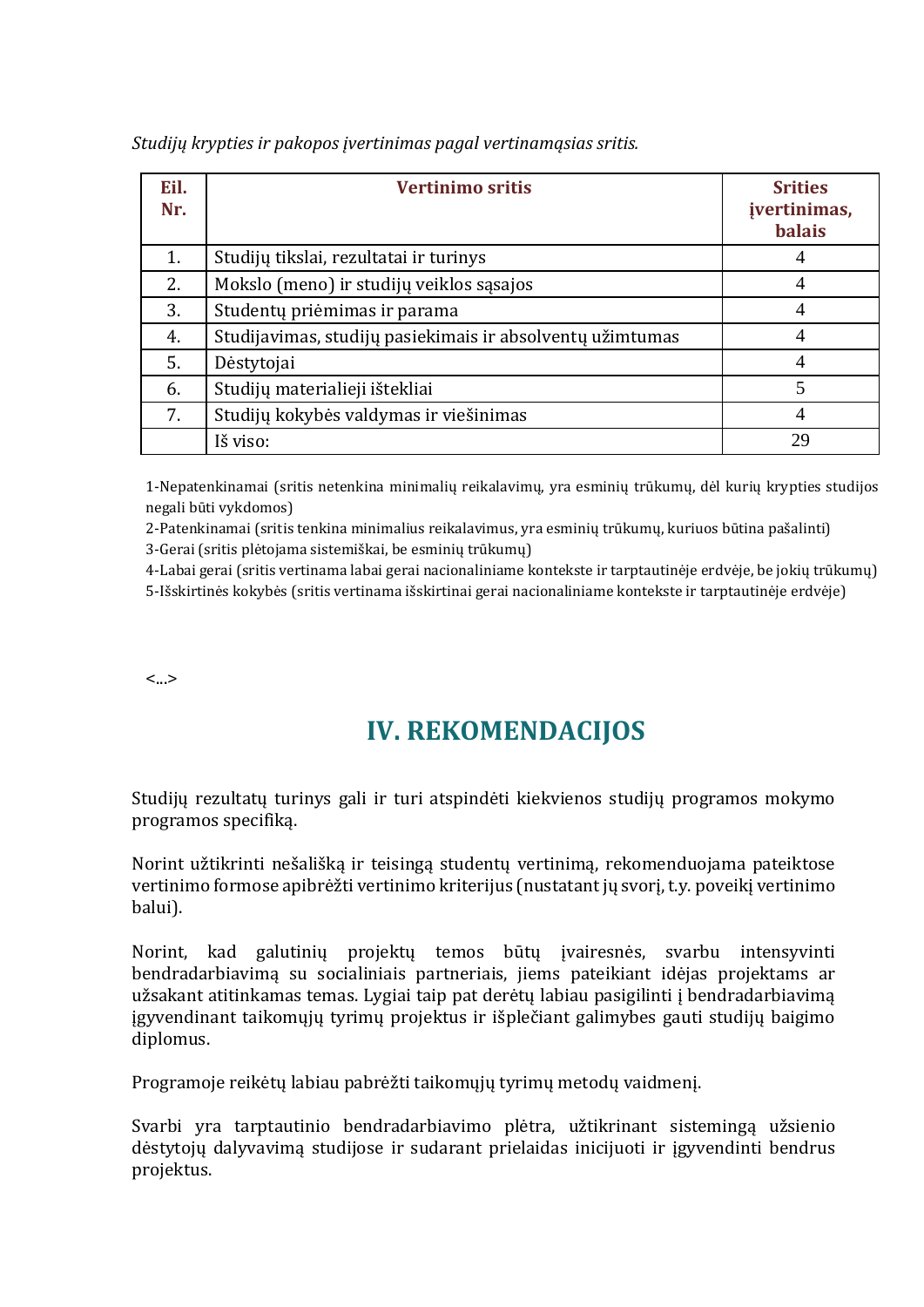*Studijų krypties ir pakopos įvertinimas pagal vertinamąsias sritis.*

| Eil. Nr. | Vertinimo sritis | Srities įvertinimas, balais |
|---|---|---|
| 1. | Studijų tikslai, rezultatai ir turinys | 4 |
| 2. | Mokslo (meno) ir studijų veiklos sąsajos | 4 |
| 3. | Studentų priėmimas ir parama | 4 |
| 4. | Studijavimas, studijų pasiekimai ir absolventų užimtumas | 4 |
| 5. | Dėstytojai | 4 |
| 6. | Studijų materialieji ištekliai | 5 |
| 7. | Studijų kokybės valdymas ir viešinimas | 4 |
| | Iš viso: | 29 |

1-Nepatenkinamai (sritis netenkina minimalių reikalavimų, yra esminių trūkumų, dėl kurių krypties studijos negali būti vykdomos)
2-Patenkinamai (sritis tenkina minimalius reikalavimus, yra esminių trūkumų, kuriuos būtina pašalinti)
3-Gerai (sritis plėtojama sistemiškai, be esminių trūkumų)
4-Labai gerai (sritis vertinama labai gerai nacionaliniame kontekste ir tarptautinėje erdvėje, be jokių trūkumų)
5-Išskirtinės kokybės (sritis vertinama išskirtinai gerai nacionaliniame kontekste ir tarptautinėje erdvėje)

<...>

# IV. REKOMENDACIJOS

Studijų rezultatų turinys gali ir turi atspindėti kiekvienos studijų programos mokymo programos specifiką.

Norint užtikrinti nešališką ir teisingą studentų vertinimą, rekomenduojama pateiktose vertinimo formose apibrėžti vertinimo kriterijus (nustatant jų svorį, t.y. poveikį vertinimo balui).

Norint, kad galutinių projektų temos būtų įvairesnės, svarbu intensyvinti bendradarbiavimą su socialiniais partneriais, jiems pateikiant idėjas projektams ar užsakant atitinkamas temas. Lygiai taip pat derėtų labiau pasigilinti į bendradarbiavimą įgyvendinant taikomųjų tyrimų projektus ir išplečiant galimybes gauti studijų baigimo diplomus.

Programoje reikėtų labiau pabrėžti taikomųjų tyrimų metodų vaidmenį.

Svarbi yra tarptautinio bendradarbiavimo plėtra, užtikrinant sistemingą užsienio dėstytojų dalyvavimą studijose ir sudarant prielaidas inicijuoti ir įgyvendinti bendrus projektus.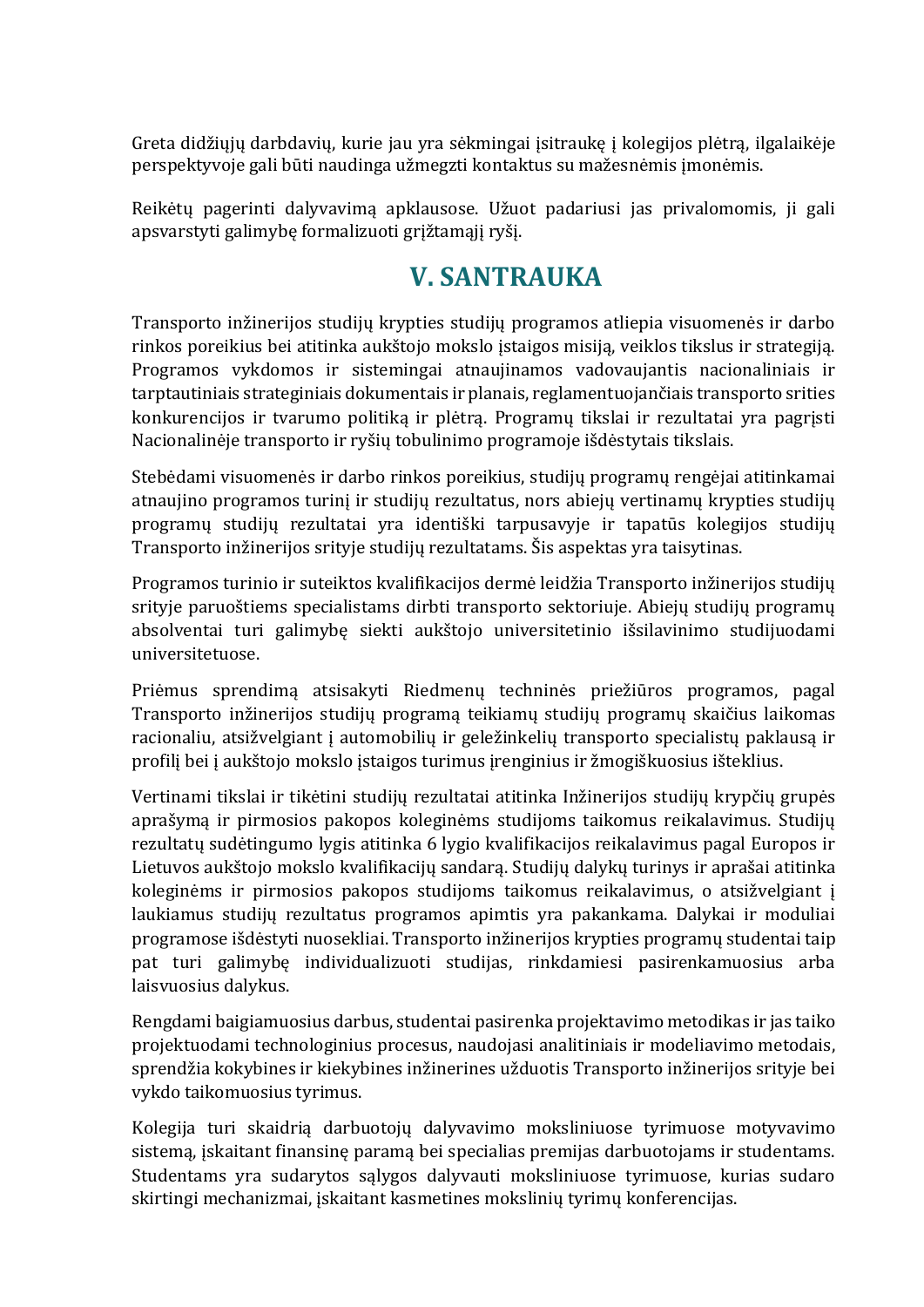Greta didžiųjų darbdavių, kurie jau yra sėkmingai įsitraukę į kolegijos plėtrą, ilgalaikėje perspektyvoje gali būti naudinga užmegzti kontaktus su mažesnėmis įmonėmis.

Reikėtų pagerinti dalyvavimą apklausose. Užuot padariusi jas privalomomis, ji gali apsvarstyti galimybę formalizuoti grįžtamąjį ryšį.

# V. SANTRAUKA

Transporto inžinerijos studijų krypties studijų programos atliepia visuomenės ir darbo rinkos poreikius bei atitinka aukštojo mokslo įstaigos misiją, veiklos tikslus ir strategiją. Programos vykdomos ir sistemingai atnaujinamos vadovaujantis nacionaliniais ir tarptautiniais strateginiais dokumentais ir planais, reglamentuojančiais transporto srities konkurencijos ir tvarumo politiką ir plėtrą. Programų tikslai ir rezultatai yra pagrįsti Nacionalinėje transporto ir ryšių tobulinimo programoje išdėstytais tikslais.

Stebėdami visuomenės ir darbo rinkos poreikius, studijų programų rengėjai atitinkamai atnaujino programos turinį ir studijų rezultatus, nors abiejų vertinamų krypties studijų programų studijų rezultatai yra identiški tarpusavyje ir tapatūs kolegijos studijų Transporto inžinerijos srityje studijų rezultatams. Šis aspektas yra taisytinas.

Programos turinio ir suteiktos kvalifikacijos dermė leidžia Transporto inžinerijos studijų srityje paruoštiems specialistams dirbti transporto sektoriuje. Abiejų studijų programų absolventai turi galimybę siekti aukštojo universitetinio išsilavinimo studijuodami universitetuose.

Priėmus sprendimą atsisakyti Riedmenų techninės priežiūros programos, pagal Transporto inžinerijos studijų programą teikiamų studijų programų skaičius laikomas racionaliu, atsižvelgiant į automobilių ir geležinkelių transporto specialistų paklausą ir profilį bei į aukštojo mokslo įstaigos turimus įrenginius ir žmogiškuosius išteklius.

Vertinami tikslai ir tikėtini studijų rezultatai atitinka Inžinerijos studijų krypčių grupės aprašymą ir pirmosios pakopos koleginėms studijoms taikomus reikalavimus. Studijų rezultatų sudėtingumo lygis atitinka 6 lygio kvalifikacijos reikalavimus pagal Europos ir Lietuvos aukštojo mokslo kvalifikacijų sandarą. Studijų dalykų turinys ir aprašai atitinka koleginėms ir pirmosios pakopos studijoms taikomus reikalavimus, o atsižvelgiant į laukiamus studijų rezultatus programos apimtis yra pakankama. Dalykai ir moduliai programose išdėstyti nuosekliai. Transporto inžinerijos krypties programų studentai taip pat turi galimybę individualizuoti studijas, rinkdamiesi pasirenkamuosius arba laisvuosius dalykus.

Rengdami baigiamuosius darbus, studentai pasirenka projektavimo metodikas ir jas taiko projektuodami technologinius procesus, naudojasi analitiniais ir modeliavimo metodais, sprendžia kokybines ir kiekybines inžinerines užduotis Transporto inžinerijos srityje bei vykdo taikomuosius tyrimus.

Kolegija turi skaidrią darbuotojų dalyvavimo moksliniuose tyrimuose motyvavimo sistemą, įskaitant finansinę paramą bei specialias premijas darbuotojams ir studentams. Studentams yra sudarytos sąlygos dalyvauti moksliniuose tyrimuose, kurias sudaro skirtingi mechanizmai, įskaitant kasmetines mokslinių tyrimų konferencijas.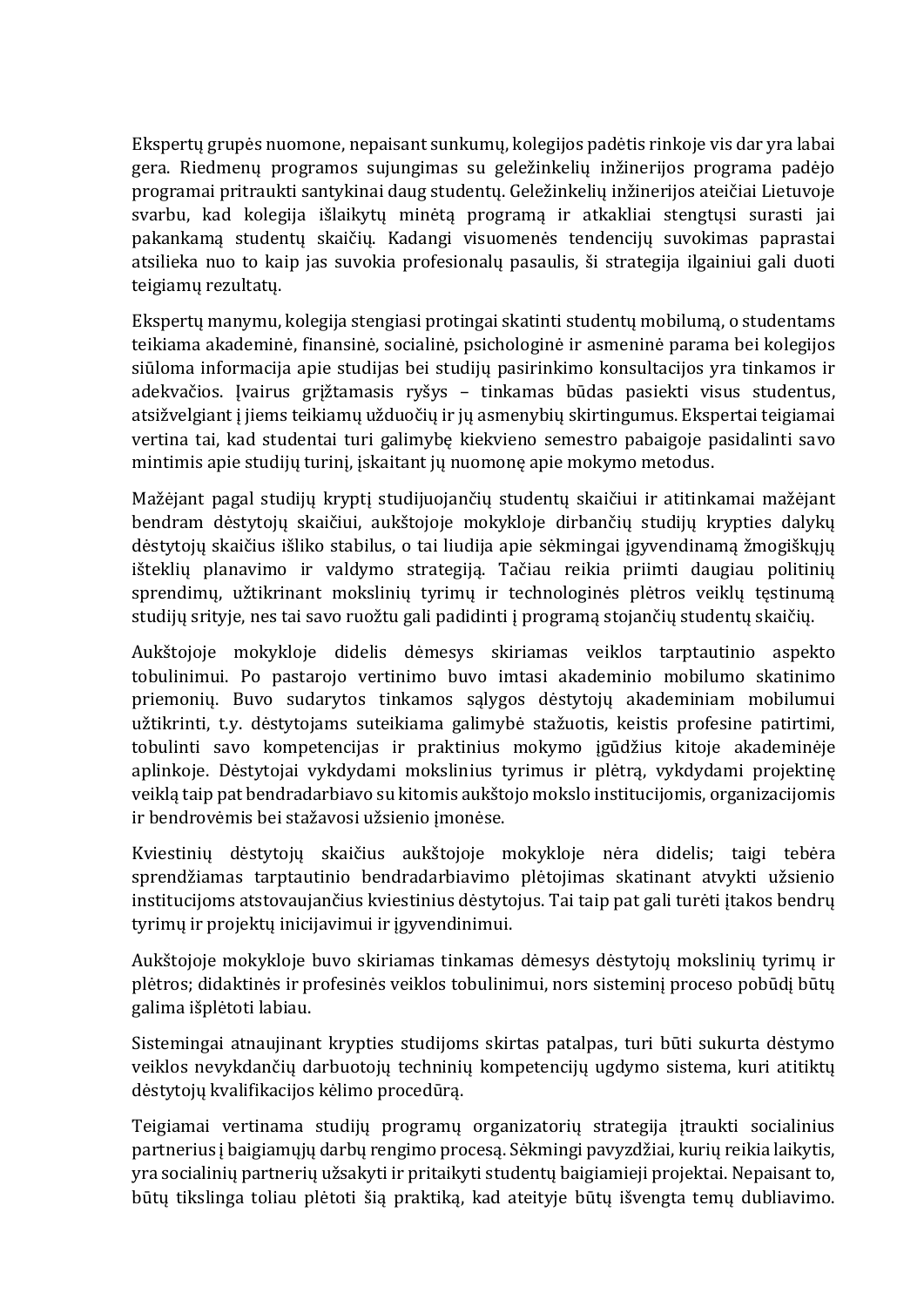Ekspertų grupės nuomone, nepaisant sunkumų, kolegijos padėtis rinkoje vis dar yra labai gera. Riedmenų programos sujungimas su geležinkelių inžinerijos programa padėjo programai pritraukti santykinai daug studentų. Geležinkelių inžinerijos ateičiai Lietuvoje svarbu, kad kolegija išlaikytų minėtą programą ir atkakliai stengtųsi surasti jai pakankamą studentų skaičių. Kadangi visuomenės tendencijų suvokimas paprastai atsilieka nuo to kaip jas suvokia profesionalų pasaulis, ši strategija ilgainiui gali duoti teigiamų rezultatų.

Ekspertų manymu, kolegija stengiasi protingai skatinti studentų mobilumą, o studentams teikiama akademinė, finansinė, socialinė, psichologinė ir asmeninė parama bei kolegijos siūloma informacija apie studijas bei studijų pasirinkimo konsultacijos yra tinkamos ir adekvačios. Įvairus grįžtamasis ryšys – tinkamas būdas pasiekti visus studentus, atsižvelgiant į jiems teikiamų užduočių ir jų asmenybių skirtingumus. Ekspertai teigiamai vertina tai, kad studentai turi galimybę kiekvieno semestro pabaigoje pasidalinti savo mintimis apie studijų turinį, įskaitant jų nuomonę apie mokymo metodus.

Mažėjant pagal studijų kryptį studijuojančių studentų skaičiui ir atitinkamai mažėjant bendram dėstytojų skaičiui, aukštojoje mokykloje dirbančių studijų krypties dalykų dėstytojų skaičius išliko stabilus, o tai liudija apie sėkmingai įgyvendinamą žmogiškųjų išteklių planavimo ir valdymo strategiją. Tačiau reikia priimti daugiau politinių sprendimų, užtikrinant mokslinių tyrimų ir technologinės plėtros veiklų tęstinumą studijų srityje, nes tai savo ruožtu gali padidinti į programą stojančių studentų skaičių.

Aukštojoje mokykloje didelis dėmesys skiriamas veiklos tarptautinio aspekto tobulinimui. Po pastarojo vertinimo buvo imtasi akademinio mobilumo skatinimo priemonių. Buvo sudarytos tinkamos sąlygos dėstytojų akademiniam mobilumui užtikrinti, t.y. dėstytojams suteikiama galimybė stažuotis, keistis profesine patirtimi, tobulinti savo kompetencijas ir praktinius mokymo įgūdžius kitoje akademinėje aplinkoje. Dėstytojai vykdydami mokslinius tyrimus ir plėtrą, vykdydami projektinę veiklą taip pat bendradarbiavo su kitomis aukštojo mokslo institucijomis, organizacijomis ir bendrovėmis bei stažavosi užsienio įmonėse.

Kviestinių dėstytojų skaičius aukštojoje mokykloje nėra didelis; taigi tebėra sprendžiamas tarptautinio bendradarbiavimo plėtojimas skatinant atvykti užsienio institucijoms atstovaujančius kviestinius dėstytojus. Tai taip pat gali turėti įtakos bendrų tyrimų ir projektų inicijavimui ir įgyvendinimui.

Aukštojoje mokykloje buvo skiriamas tinkamas dėmesys dėstytojų mokslinių tyrimų ir plėtros; didaktinės ir profesinės veiklos tobulinimui, nors sisteminį proceso pobūdį būtų galima išplėtoti labiau.

Sistemingai atnaujinant krypties studijoms skirtas patalpas, turi būti sukurta dėstymo veiklos nevykdančių darbuotojų techninių kompetencijų ugdymo sistema, kuri atitiktų dėstytojų kvalifikacijos kėlimo procedūrą.

Teigiamai vertinama studijų programų organizatorių strategija įtraukti socialinius partnerius į baigiamųjų darbų rengimo procesą. Sėkmingi pavyzdžiai, kurių reikia laikytis, yra socialinių partnerių užsakyti ir pritaikyti studentų baigiamieji projektai. Nepaisant to, būtų tikslinga toliau plėtoti šią praktiką, kad ateityje būtų išvengta temų dubliavimo.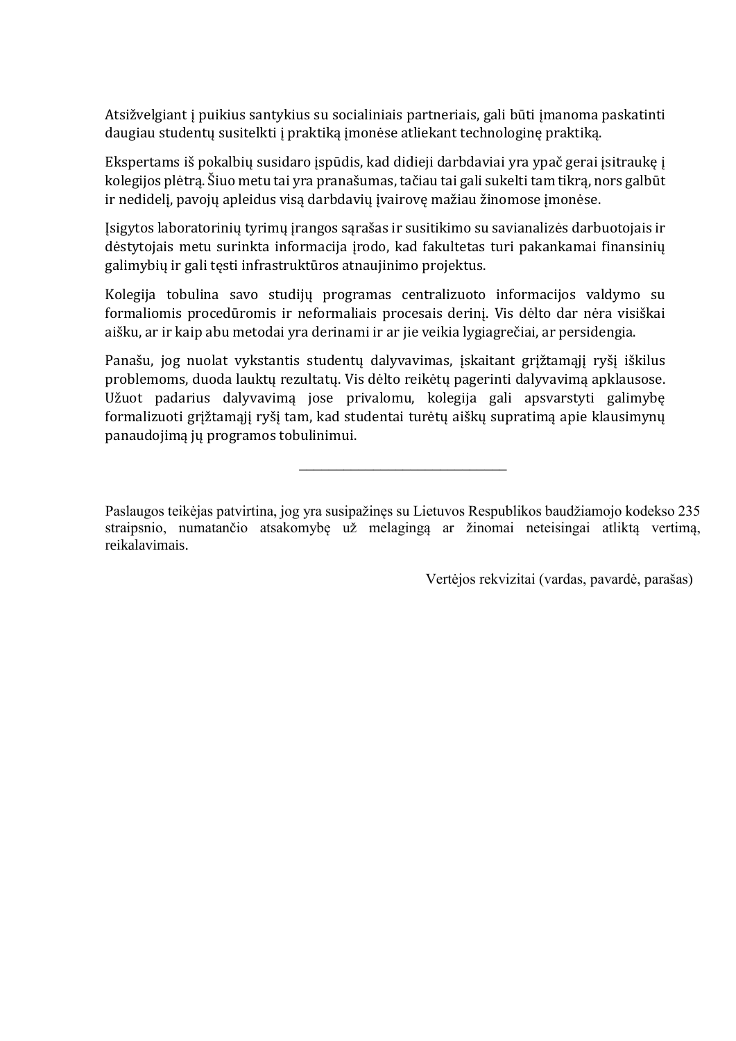Atsižvelgiant į puikius santykius su socialiniais partneriais, gali būti įmanoma paskatinti daugiau studentų susitelkti į praktiką įmonėse atliekant technologinę praktiką.

Ekspertams iš pokalbių susidaro įspūdis, kad didieji darbdaviai yra ypač gerai įsitraukę į kolegijos plėtrą. Šiuo metu tai yra pranašumas, tačiau tai gali sukelti tam tikrą, nors galbūt ir nedidelį, pavojų apleidus visą darbdavių įvairovę mažiau žinomose įmonėse.

Įsigytos laboratorinių tyrimų įrangos sąrašas ir susitikimo su savianalizės darbuotojais ir dėstytojais metu surinkta informacija įrodo, kad fakultetas turi pakankamai finansinių galimybių ir gali tęsti infrastruktūros atnaujinimo projektus.

Kolegija tobulina savo studijų programas centralizuoto informacijos valdymo su formaliomis procedūromis ir neformaliais procesais derinį. Vis dėlto dar nėra visiškai aišku, ar ir kaip abu metodai yra derinami ir ar jie veikia lygiagrečiai, ar persidengia.

Panašu, jog nuolat vykstantis studentų dalyvavimas, įskaitant grįžtamąjį ryšį iškilus problemoms, duoda lauktų rezultatų. Vis dėlto reikėtų pagerinti dalyvavimą apklausose. Užuot padarius dalyvavimą jose privalomu, kolegija gali apsvarstyti galimybę formalizuoti grįžtamąjį ryšį tam, kad studentai turėtų aiškų supratimą apie klausimynų panaudojimą jų programos tobulinimui.

---

Paslaugos teikėjas patvirtina, jog yra susipažinęs su Lietuvos Respublikos baudžiamojo kodekso 235 straipsnio, numatančio atsakomybę už melagingą ar žinomai neteisingai atliktą vertimą, reikalavimais.

Vertėjos rekvizitai (vardas, pavardė, parašas)